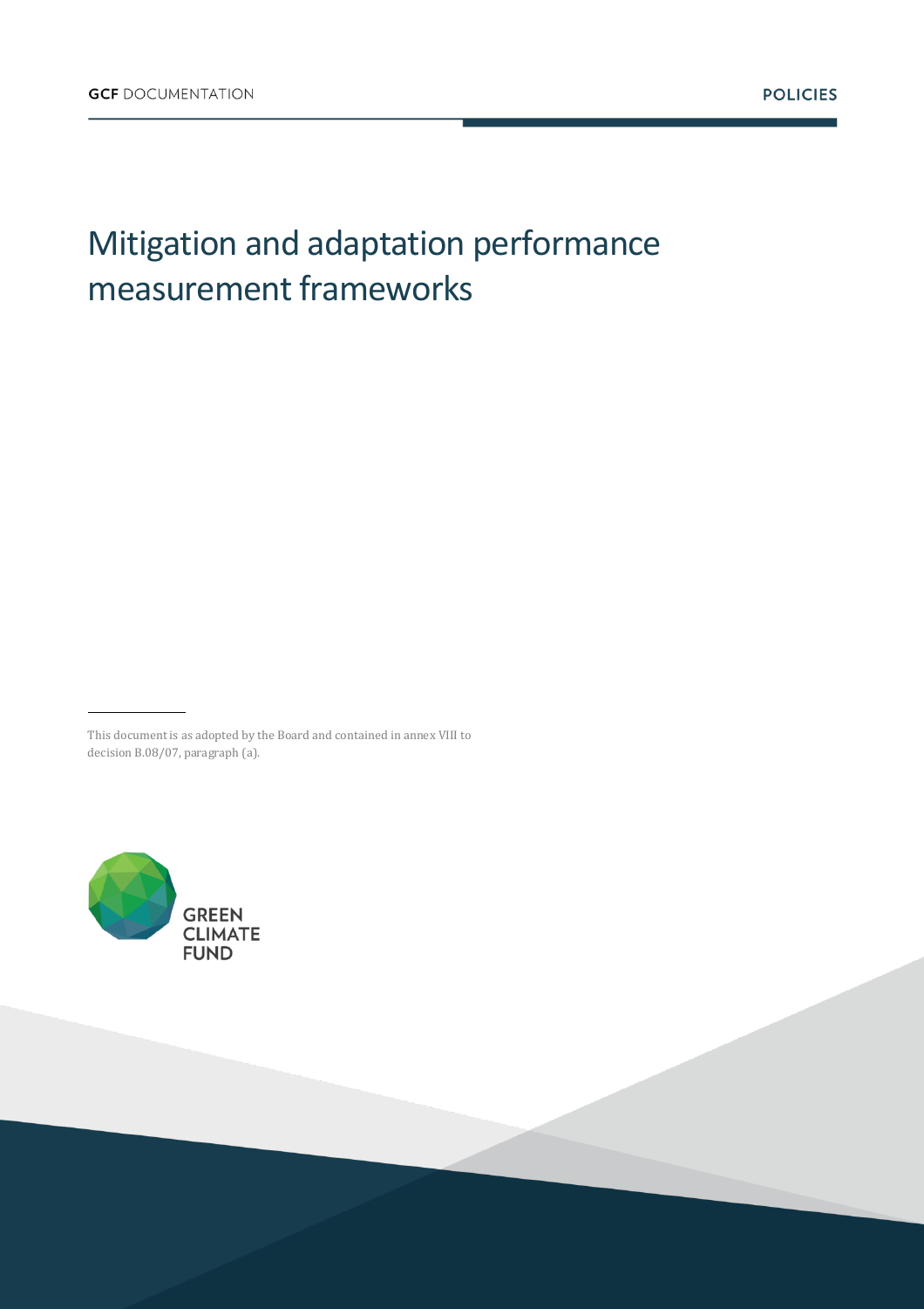GCF DOCUMENTATION

POLICIES

# Mitigation and adaptation performance measurement frameworks

This document is as adopted by the Board and contained in annex VIII to decision B.08/07, paragraph (a).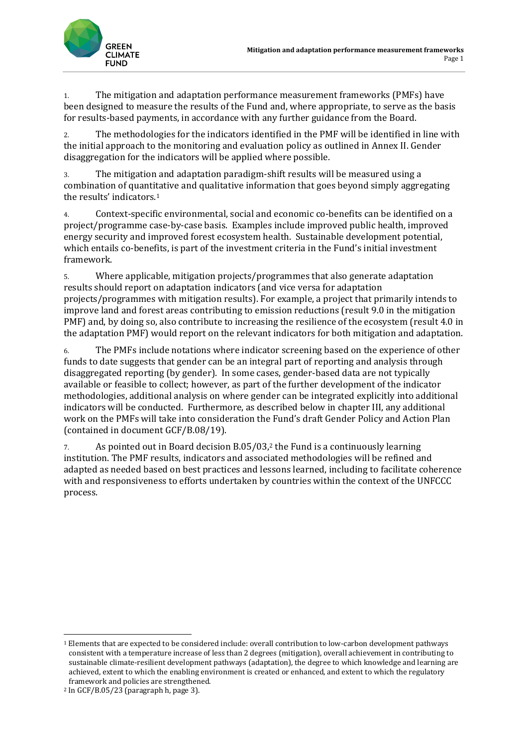1. The mitigation and adaptation performance measurement frameworks (PMFs) have been designed to measure the results of the Fund and, where appropriate, to serve as the basis for results-based payments, in accordance with any further guidance from the Board.

2. The methodologies for the indicators identified in the PMF will be identified in line with the initial approach to the monitoring and evaluation policy as outlined in Annex II. Gender disaggregation for the indicators will be applied where possible.

3. The mitigation and adaptation paradigm-shift results will be measured using a combination of quantitative and qualitative information that goes beyond simply aggregating the results' indicators.[1]

4. Context-specific environmental, social and economic co-benefits can be identified on a project/programme case-by-case basis. Examples include improved public health, improved energy security and improved forest ecosystem health. Sustainable development potential, which entails co-benefits, is part of the investment criteria in the Fund's initial investment framework.

5. Where applicable, mitigation projects/programmes that also generate adaptation results should report on adaptation indicators (and vice versa for adaptation projects/programmes with mitigation results). For example, a project that primarily intends to improve land and forest areas contributing to emission reductions (result 9.0 in the mitigation PMF) and, by doing so, also contribute to increasing the resilience of the ecosystem (result 4.0 in the adaptation PMF) would report on the relevant indicators for both mitigation and adaptation.

6. The PMFs include notations where indicator screening based on the experience of other funds to date suggests that gender can be an integral part of reporting and analysis through disaggregated reporting (by gender). In some cases, gender-based data are not typically available or feasible to collect; however, as part of the further development of the indicator methodologies, additional analysis on where gender can be integrated explicitly into additional indicators will be conducted. Furthermore, as described below in chapter III, any additional work on the PMFs will take into consideration the Fund's draft Gender Policy and Action Plan (contained in document GCF/B.08/19).

7. As pointed out in Board decision B.05/03,[2] the Fund is a continuously learning institution. The PMF results, indicators and associated methodologies will be refined and adapted as needed based on best practices and lessons learned, including to facilitate coherence with and responsiveness to efforts undertaken by countries within the context of the UNFCCC process.

---

[1] Elements that are expected to be considered include: overall contribution to low-carbon development pathways consistent with a temperature increase of less than 2 degrees (mitigation), overall achievement in contributing to sustainable climate-resilient development pathways (adaptation), the degree to which knowledge and learning are achieved, extent to which the enabling environment is created or enhanced, and extent to which the regulatory framework and policies are strengthened.

[2] In GCF/B.05/23 (paragraph h, page 3).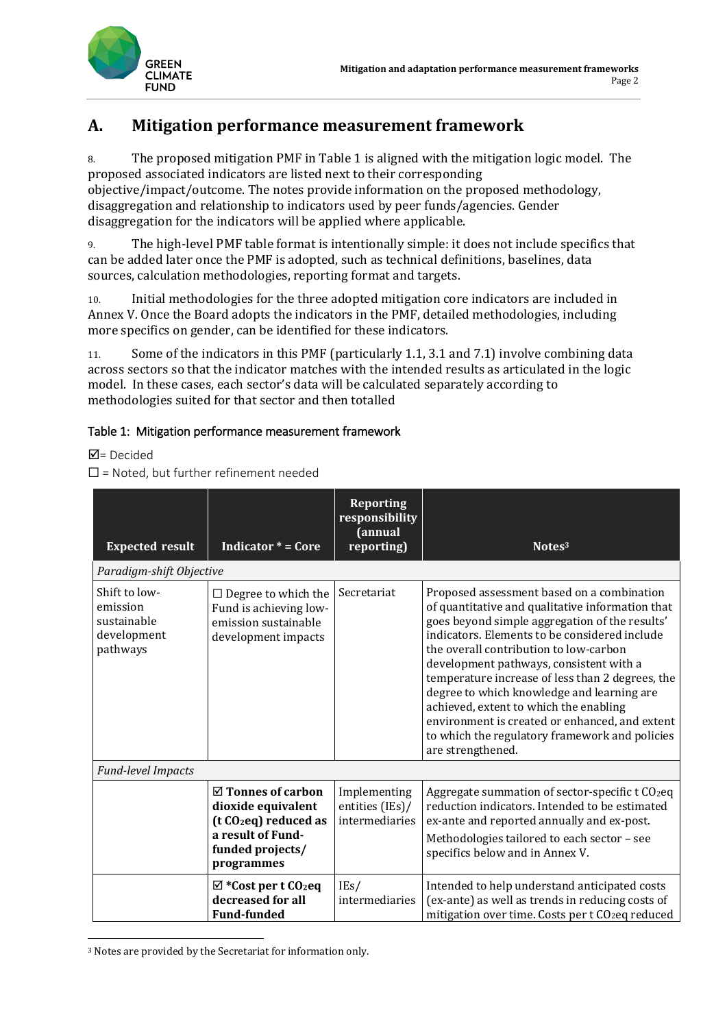## A. Mitigation performance measurement framework

8. The proposed mitigation PMF in Table 1 is aligned with the mitigation logic model. The proposed associated indicators are listed next to their corresponding objective/impact/outcome. The notes provide information on the proposed methodology, disaggregation and relationship to indicators used by peer funds/agencies. Gender disaggregation for the indicators will be applied where applicable.

9. The high-level PMF table format is intentionally simple: it does not include specifics that can be added later once the PMF is adopted, such as technical definitions, baselines, data sources, calculation methodologies, reporting format and targets.

10. Initial methodologies for the three adopted mitigation core indicators are included in Annex V. Once the Board adopts the indicators in the PMF, detailed methodologies, including more specifics on gender, can be identified for these indicators.

11. Some of the indicators in this PMF (particularly 1.1, 3.1 and 7.1) involve combining data across sectors so that the indicator matches with the intended results as articulated in the logic model. In these cases, each sector's data will be calculated separately according to methodologies suited for that sector and then totalled

Table 1: Mitigation performance measurement framework

☑= Decided

☐ = Noted, but further refinement needed

| Expected result | Indicator * = Core | Reporting responsibility (annual reporting) | Notes[3] |
|---|---|---|---|
| *Paradigm-shift Objective* | | | |
| Shift to low-emission sustainable development pathways | ☐ Degree to which the Fund is achieving low-emission sustainable development impacts | Secretariat | Proposed assessment based on a combination of quantitative and qualitative information that goes beyond simple aggregation of the results' indicators. Elements to be considered include the overall contribution to low-carbon development pathways, consistent with a temperature increase of less than 2 degrees, the degree to which knowledge and learning are achieved, extent to which the enabling environment is created or enhanced, and extent to which the regulatory framework and policies are strengthened. |
| *Fund-level Impacts* | | | |
| | ☑ **Tonnes of carbon dioxide equivalent (t $CO_2$eq) reduced as a result of Fund-funded projects/ programmes** | Implementing entities (IEs)/ intermediaries | Aggregate summation of sector-specific t $CO_2$eq reduction indicators. Intended to be estimated ex-ante and reported annually and ex-post. Methodologies tailored to each sector – see specifics below and in Annex V. |
| | ☑ ***Cost per t $CO_2$eq decreased for all Fund-funded** | IEs/ intermediaries | Intended to help understand anticipated costs (ex-ante) as well as trends in reducing costs of mitigation over time. Costs per t $CO_2$eq reduced |

[3] Notes are provided by the Secretariat for information only.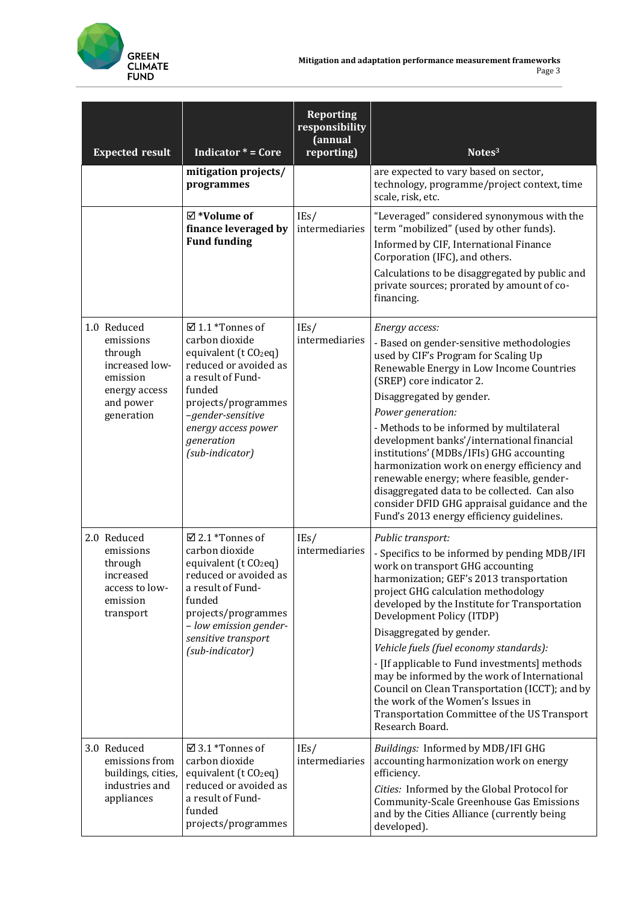| Expected result | Indicator * = Core | Reporting responsibility (annual reporting) | Notes[3] |
|---|---|---|---|
| | **mitigation projects/ programmes** | | are expected to vary based on sector, technology, programme/project context, time scale, risk, etc. |
| | ☑ ***Volume of finance leveraged by Fund funding** | IEs/ intermediaries | "Leveraged" considered synonymous with the term "mobilized" (used by other funds). Informed by CIF, International Finance Corporation (IFC), and others. Calculations to be disaggregated by public and private sources; prorated by amount of co-financing. |
| 1.0 Reduced emissions through increased low-emission energy access and power generation | ☑ 1.1 *Tonnes of carbon dioxide equivalent (t $CO_2$eq) reduced or avoided as a result of Fund-funded projects/programmes –*gender-sensitive energy access power generation (sub-indicator)* | IEs/ intermediaries | *Energy access:* - Based on gender-sensitive methodologies used by CIF's Program for Scaling Up Renewable Energy in Low Income Countries (SREP) core indicator 2. Disaggregated by gender. *Power generation:* - Methods to be informed by multilateral development banks'/international financial institutions' (MDBs/IFIs) GHG accounting harmonization work on energy efficiency and renewable energy; where feasible, gender-disaggregated data to be collected. Can also consider DFID GHG appraisal guidance and the Fund's 2013 energy efficiency guidelines. |
| 2.0 Reduced emissions through increased access to low-emission transport | ☑ 2.1 *Tonnes of carbon dioxide equivalent (t $CO_2$eq) reduced or avoided as a result of Fund-funded projects/programmes – *low emission gender-sensitive transport (sub-indicator)* | IEs/ intermediaries | *Public transport:* - Specifics to be informed by pending MDB/IFI work on transport GHG accounting harmonization; GEF's 2013 transportation project GHG calculation methodology developed by the Institute for Transportation Development Policy (ITDP) Disaggregated by gender. *Vehicle fuels (fuel economy standards):* - [If applicable to Fund investments] methods may be informed by the work of International Council on Clean Transportation (ICCT); and by the work of the Women's Issues in Transportation Committee of the US Transport Research Board. |
| 3.0 Reduced emissions from buildings, cities, industries and appliances | ☑ 3.1 *Tonnes of carbon dioxide equivalent (t $CO_2$eq) reduced or avoided as a result of Fund-funded projects/programmes | IEs/ intermediaries | *Buildings:* Informed by MDB/IFI GHG accounting harmonization work on energy efficiency. *Cities:* Informed by the Global Protocol for Community-Scale Greenhouse Gas Emissions and by the Cities Alliance (currently being developed). |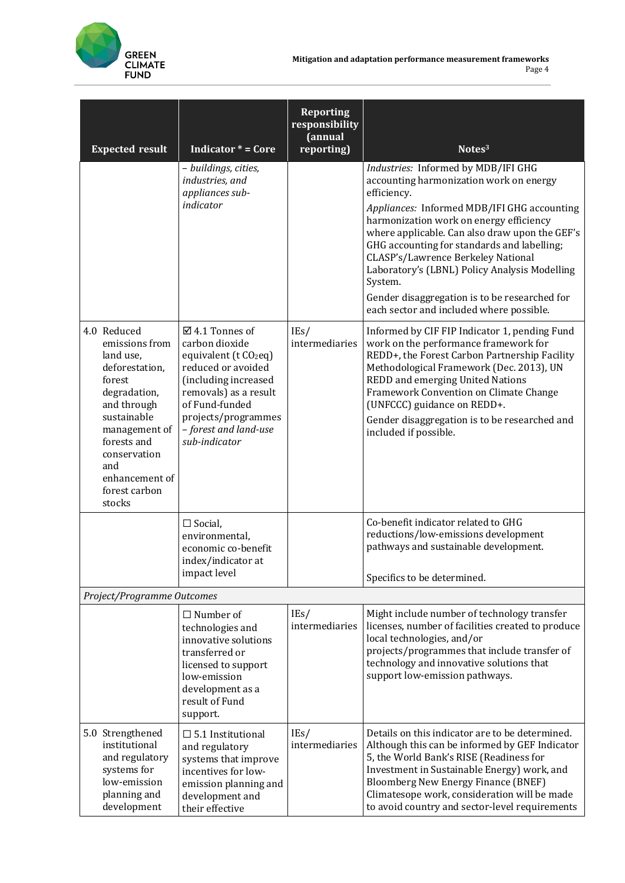| Expected result | Indicator * = Core | Reporting responsibility (annual reporting) | Notes[3] |
|---|---|---|---|
| | *– buildings, cities, industries, and appliances sub-indicator* | | *Industries:* Informed by MDB/IFI GHG accounting harmonization work on energy efficiency.<br>*Appliances:* Informed MDB/IFI GHG accounting harmonization work on energy efficiency where applicable. Can also draw upon the GEF's GHG accounting for standards and labelling; CLASP's/Lawrence Berkeley National Laboratory's (LBNL) Policy Analysis Modelling System.<br>Gender disaggregation is to be researched for each sector and included where possible. |
| 4.0 Reduced emissions from land use, deforestation, forest degradation, and through sustainable management of forests and conservation and enhancement of forest carbon stocks | ☑ 4.1 Tonnes of carbon dioxide equivalent (t $CO_2$eq) reduced or avoided (including increased removals) as a result of Fund-funded projects/programmes *– forest and land-use sub-indicator* | IEs/ intermediaries | Informed by CIF FIP Indicator 1, pending Fund work on the performance framework for REDD+, the Forest Carbon Partnership Facility Methodological Framework (Dec. 2013), UN REDD and emerging United Nations Framework Convention on Climate Change (UNFCCC) guidance on REDD+.<br>Gender disaggregation is to be researched and included if possible. |
| | ☐ Social, environmental, economic co-benefit index/indicator at impact level | | Co-benefit indicator related to GHG reductions/low-emissions development pathways and sustainable development.<br>Specifics to be determined. |
| *Project/Programme Outcomes* | | | |
| | ☐ Number of technologies and innovative solutions transferred or licensed to support low-emission development as a result of Fund support. | IEs/ intermediaries | Might include number of technology transfer licenses, number of facilities created to produce local technologies, and/or projects/programmes that include transfer of technology and innovative solutions that support low-emission pathways. |
| 5.0 Strengthened institutional and regulatory systems for low-emission planning and development | ☐ 5.1 Institutional and regulatory systems that improve incentives for low-emission planning and development and their effective | IEs/ intermediaries | Details on this indicator are to be determined. Although this can be informed by GEF Indicator 5, the World Bank's RISE (Readiness for Investment in Sustainable Energy) work, and Bloomberg New Energy Finance (BNEF) Climatesope work, consideration will be made to avoid country and sector-level requirements |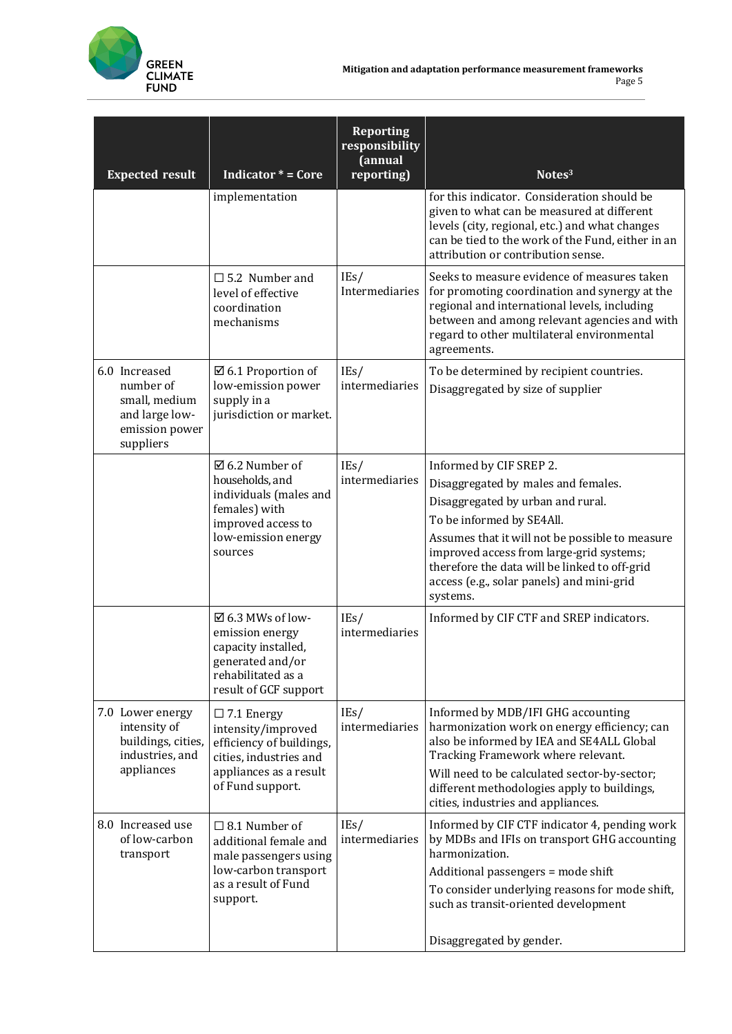| Expected result | Indicator * = Core | Reporting responsibility (annual reporting) | Notes[3] |
|---|---|---|---|
| | implementation | | for this indicator. Consideration should be given to what can be measured at different levels (city, regional, etc.) and what changes can be tied to the work of the Fund, either in an attribution or contribution sense. |
| | ☐ 5.2 Number and level of effective coordination mechanisms | IEs/ Intermediaries | Seeks to measure evidence of measures taken for promoting coordination and synergy at the regional and international levels, including between and among relevant agencies and with regard to other multilateral environmental agreements. |
| 6.0 Increased number of small, medium and large low-emission power suppliers | ☑ 6.1 Proportion of low-emission power supply in a jurisdiction or market. | IEs/ intermediaries | To be determined by recipient countries.<br>Disaggregated by size of supplier |
| | ☑ 6.2 Number of households, and individuals (males and females) with improved access to low-emission energy sources | IEs/ intermediaries | Informed by CIF SREP 2.<br>Disaggregated by males and females.<br>Disaggregated by urban and rural.<br>To be informed by SE4All.<br>Assumes that it will not be possible to measure improved access from large-grid systems; therefore the data will be linked to off-grid access (e.g., solar panels) and mini-grid systems. |
| | ☑ 6.3 MWs of low-emission energy capacity installed, generated and/or rehabilitated as a result of GCF support | IEs/ intermediaries | Informed by CIF CTF and SREP indicators. |
| 7.0 Lower energy intensity of buildings, cities, industries, and appliances | ☐ 7.1 Energy intensity/improved efficiency of buildings, cities, industries and appliances as a result of Fund support. | IEs/ intermediaries | Informed by MDB/IFI GHG accounting harmonization work on energy efficiency; can also be informed by IEA and SE4ALL Global Tracking Framework where relevant.<br>Will need to be calculated sector-by-sector; different methodologies apply to buildings, cities, industries and appliances. |
| 8.0 Increased use of low-carbon transport | ☐ 8.1 Number of additional female and male passengers using low-carbon transport as a result of Fund support. | IEs/ intermediaries | Informed by CIF CTF indicator 4, pending work by MDBs and IFIs on transport GHG accounting harmonization.<br>Additional passengers = mode shift<br>To consider underlying reasons for mode shift, such as transit-oriented development<br><br>Disaggregated by gender. |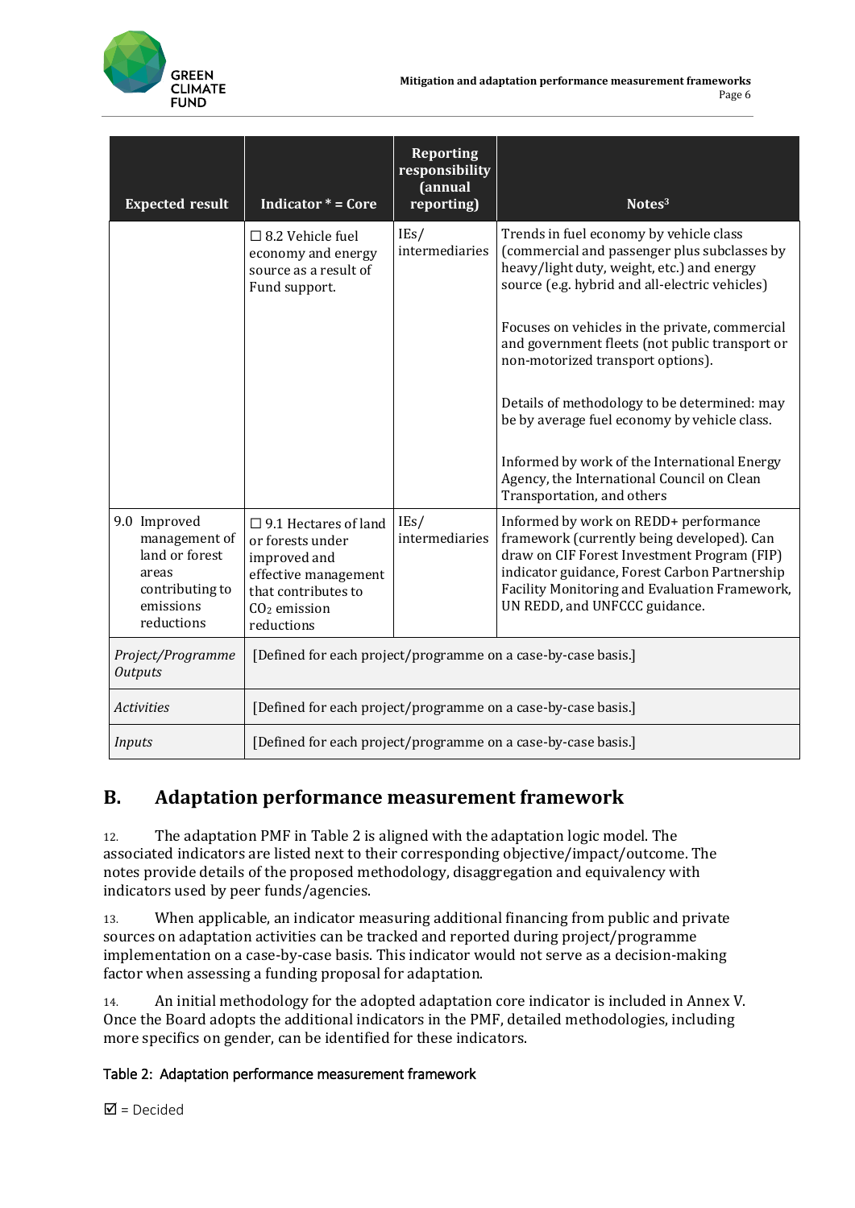| Expected result | Indicator * = Core | Reporting responsibility (annual reporting) | Notes[3] |
|---|---|---|---|
| | ☐ 8.2 Vehicle fuel economy and energy source as a result of Fund support. | IEs/ intermediaries | Trends in fuel economy by vehicle class (commercial and passenger plus subclasses by heavy/light duty, weight, etc.) and energy source (e.g. hybrid and all-electric vehicles)<br><br>Focuses on vehicles in the private, commercial and government fleets (not public transport or non-motorized transport options).<br><br>Details of methodology to be determined: may be by average fuel economy by vehicle class.<br><br>Informed by work of the International Energy Agency, the International Council on Clean Transportation, and others |
| 9.0 Improved management of land or forest areas contributing to emissions reductions | ☐ 9.1 Hectares of land or forests under improved and effective management that contributes to $CO_2$ emission reductions | IEs/ intermediaries | Informed by work on REDD+ performance framework (currently being developed). Can draw on CIF Forest Investment Program (FIP) indicator guidance, Forest Carbon Partnership Facility Monitoring and Evaluation Framework, UN REDD, and UNFCCC guidance. |
| *Project/Programme Outputs* | [Defined for each project/programme on a case-by-case basis.] | | |
| *Activities* | [Defined for each project/programme on a case-by-case basis.] | | |
| *Inputs* | [Defined for each project/programme on a case-by-case basis.] | | |

## B. Adaptation performance measurement framework

12. The adaptation PMF in Table 2 is aligned with the adaptation logic model. The associated indicators are listed next to their corresponding objective/impact/outcome. The notes provide details of the proposed methodology, disaggregation and equivalency with indicators used by peer funds/agencies.

13. When applicable, an indicator measuring additional financing from public and private sources on adaptation activities can be tracked and reported during project/programme implementation on a case-by-case basis. This indicator would not serve as a decision-making factor when assessing a funding proposal for adaptation.

14. An initial methodology for the adopted adaptation core indicator is included in Annex V. Once the Board adopts the additional indicators in the PMF, detailed methodologies, including more specifics on gender, can be identified for these indicators.

Table 2: Adaptation performance measurement framework

☑ = Decided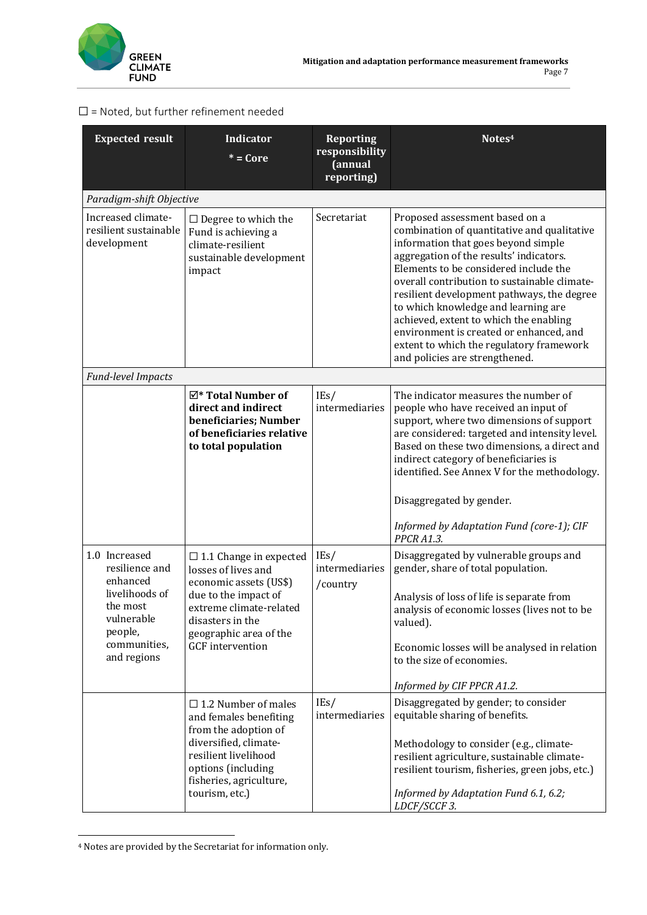☐ = Noted, but further refinement needed

| Expected result | Indicator<br>* = Core | Reporting responsibility (annual reporting) | Notes[4] |
|---|---|---|---|
| *Paradigm-shift Objective* | | | |
| Increased climate-resilient sustainable development | ☐ Degree to which the Fund is achieving a climate-resilient sustainable development impact | Secretariat | Proposed assessment based on a combination of quantitative and qualitative information that goes beyond simple aggregation of the results' indicators. Elements to be considered include the overall contribution to sustainable climate-resilient development pathways, the degree to which knowledge and learning are achieved, extent to which the enabling environment is created or enhanced, and extent to which the regulatory framework and policies are strengthened. |
| *Fund-level Impacts* | | | |
| | ☑* **Total Number of direct and indirect beneficiaries; Number of beneficiaries relative to total population** | IEs/ intermediaries | The indicator measures the number of people who have received an input of support, where two dimensions of support are considered: targeted and intensity level. Based on these two dimensions, a direct and indirect category of beneficiaries is identified. See Annex V for the methodology.<br><br>Disaggregated by gender.<br><br>*Informed by Adaptation Fund (core-1); CIF PPCR A1.3.* |
| 1.0 Increased resilience and enhanced livelihoods of the most vulnerable people, communities, and regions | ☐ 1.1 Change in expected losses of lives and economic assets (US$) due to the impact of extreme climate-related disasters in the geographic area of the GCF intervention | IEs/ intermediaries /country | Disaggregated by vulnerable groups and gender, share of total population.<br><br>Analysis of loss of life is separate from analysis of economic losses (lives not to be valued).<br><br>Economic losses will be analysed in relation to the size of economies.<br><br>*Informed by CIF PPCR A1.2.* |
| | ☐ 1.2 Number of males and females benefiting from the adoption of diversified, climate-resilient livelihood options (including fisheries, agriculture, tourism, etc.) | IEs/ intermediaries | Disaggregated by gender; to consider equitable sharing of benefits.<br><br>Methodology to consider (e.g., climate-resilient agriculture, sustainable climate-resilient tourism, fisheries, green jobs, etc.)<br><br>*Informed by Adaptation Fund 6.1, 6.2; LDCF/SCCF 3.* |

[4] Notes are provided by the Secretariat for information only.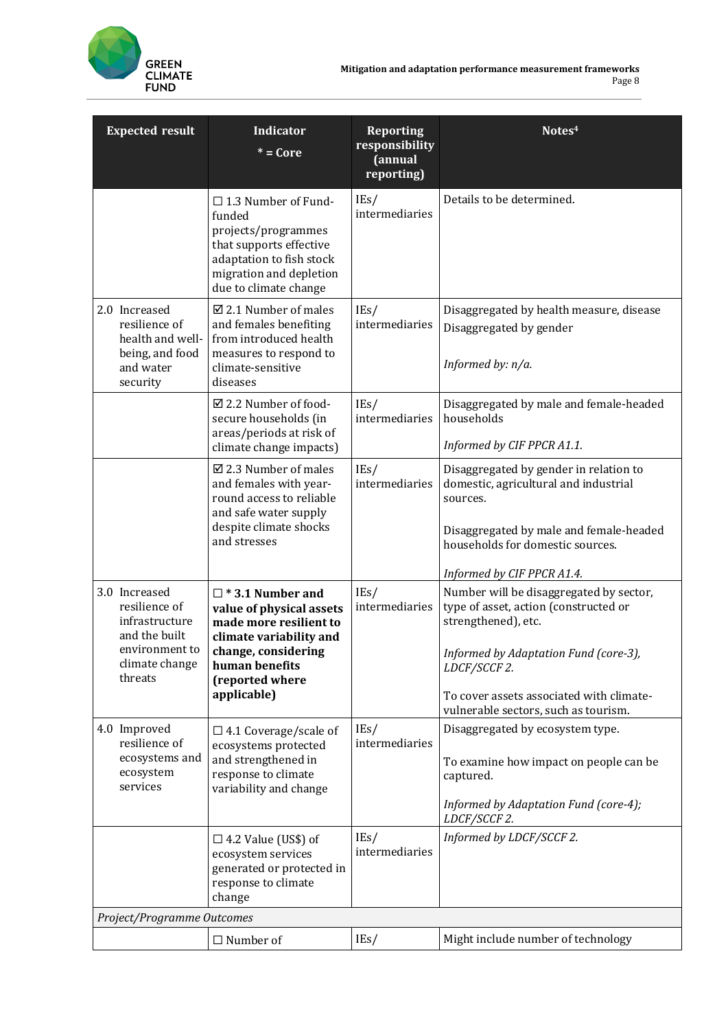| Expected result | Indicator<br>* = Core | Reporting responsibility (annual reporting) | Notes[4] |
|---|---|---|---|
| | ☐ 1.3 Number of Fund-funded projects/programmes that supports effective adaptation to fish stock migration and depletion due to climate change | IEs/ intermediaries | Details to be determined. |
| 2.0 Increased resilience of health and well-being, and food and water security | ☑ 2.1 Number of males and females benefiting from introduced health measures to respond to climate-sensitive diseases | IEs/ intermediaries | Disaggregated by health measure, disease<br>Disaggregated by gender<br><br>*Informed by: n/a.* |
| | ☑ 2.2 Number of food-secure households (in areas/periods at risk of climate change impacts) | IEs/ intermediaries | Disaggregated by male and female-headed households<br><br>*Informed by CIF PPCR A1.1.* |
| | ☑ 2.3 Number of males and females with year-round access to reliable and safe water supply despite climate shocks and stresses | IEs/ intermediaries | Disaggregated by gender in relation to domestic, agricultural and industrial sources.<br><br>Disaggregated by male and female-headed households for domestic sources.<br><br>*Informed by CIF PPCR A1.4.* |
| 3.0 Increased resilience of infrastructure and the built environment to climate change threats | ☐ **\* 3.1 Number and value of physical assets made more resilient to climate variability and change, considering human benefits (reported where applicable)** | IEs/ intermediaries | Number will be disaggregated by sector, type of asset, action (constructed or strengthened), etc.<br><br>*Informed by Adaptation Fund (core-3), LDCF/SCCF 2.*<br><br>To cover assets associated with climate-vulnerable sectors, such as tourism. |
| 4.0 Improved resilience of ecosystems and ecosystem services | ☐ 4.1 Coverage/scale of ecosystems protected and strengthened in response to climate variability and change | IEs/ intermediaries | Disaggregated by ecosystem type.<br><br>To examine how impact on people can be captured.<br><br>*Informed by Adaptation Fund (core-4); LDCF/SCCF 2.* |
| | ☐ 4.2 Value (US$) of ecosystem services generated or protected in response to climate change | IEs/ intermediaries | *Informed by LDCF/SCCF 2.* |
| *Project/Programme Outcomes* | | | |
| | ☐ Number of | IEs/ | Might include number of technology |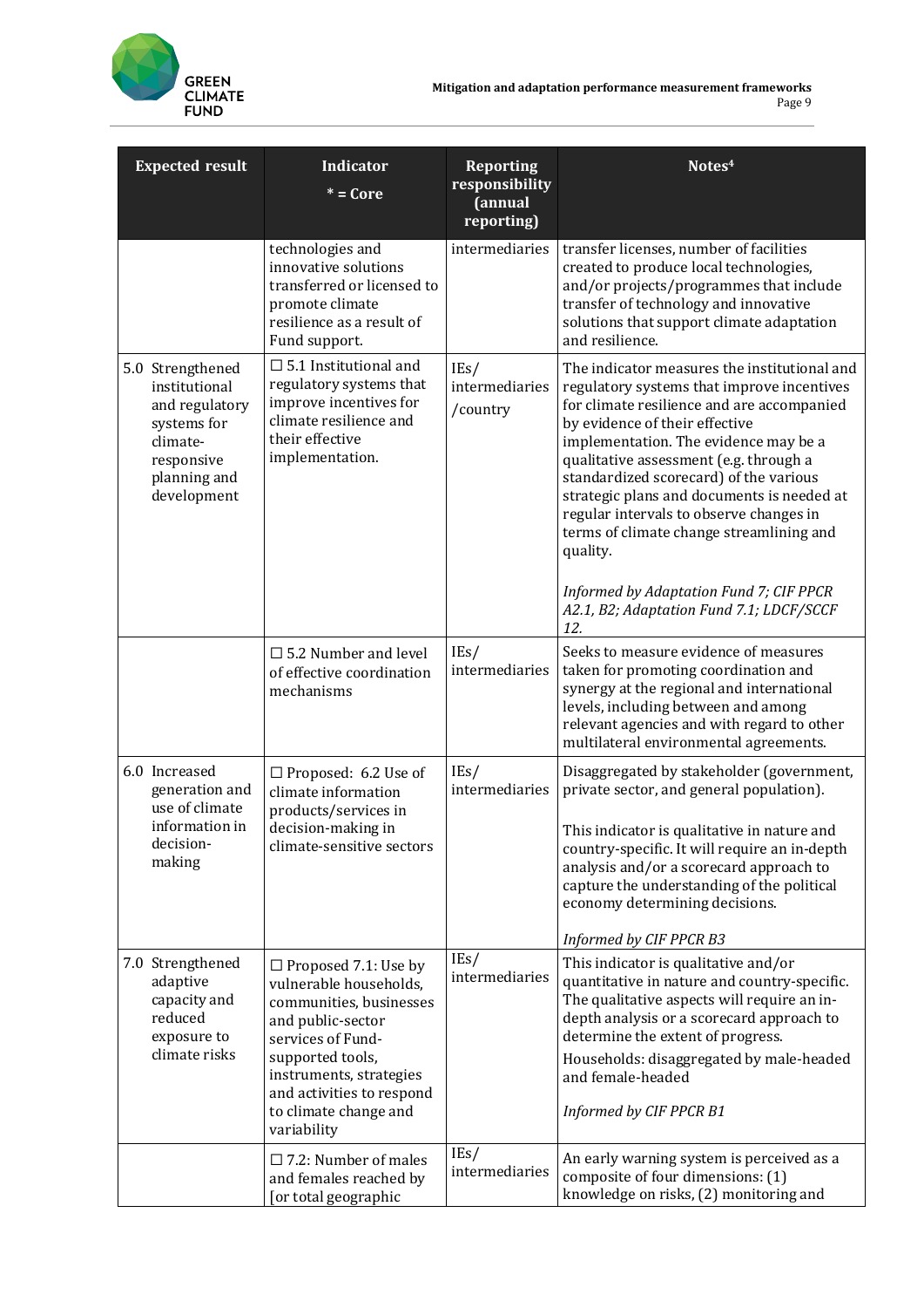| Expected result | Indicator<br>* = Core | Reporting responsibility (annual reporting) | Notes[4] |
|---|---|---|---|
| | technologies and innovative solutions transferred or licensed to promote climate resilience as a result of Fund support. | intermediaries | transfer licenses, number of facilities created to produce local technologies, and/or projects/programmes that include transfer of technology and innovative solutions that support climate adaptation and resilience. |
| 5.0 Strengthened institutional and regulatory systems for climate-responsive planning and development | ☐ 5.1 Institutional and regulatory systems that improve incentives for climate resilience and their effective implementation. | IEs/ intermediaries /country | The indicator measures the institutional and regulatory systems that improve incentives for climate resilience and are accompanied by evidence of their effective implementation. The evidence may be a qualitative assessment (e.g. through a standardized scorecard) of the various strategic plans and documents is needed at regular intervals to observe changes in terms of climate change streamlining and quality.<br><br>*Informed by Adaptation Fund 7; CIF PPCR A2.1, B2; Adaptation Fund 7.1; LDCF/SCCF 12.* |
| | ☐ 5.2 Number and level of effective coordination mechanisms | IEs/ intermediaries | Seeks to measure evidence of measures taken for promoting coordination and synergy at the regional and international levels, including between and among relevant agencies and with regard to other multilateral environmental agreements. |
| 6.0 Increased generation and use of climate information in decision-making | ☐ Proposed: 6.2 Use of climate information products/services in decision-making in climate-sensitive sectors | IEs/ intermediaries | Disaggregated by stakeholder (government, private sector, and general population).<br><br>This indicator is qualitative in nature and country-specific. It will require an in-depth analysis and/or a scorecard approach to capture the understanding of the political economy determining decisions.<br><br>*Informed by CIF PPCR B3* |
| 7.0 Strengthened adaptive capacity and reduced exposure to climate risks | ☐ Proposed 7.1: Use by vulnerable households, communities, businesses and public-sector services of Fund-supported tools, instruments, strategies and activities to respond to climate change and variability | IEs/ intermediaries | This indicator is qualitative and/or quantitative in nature and country-specific. The qualitative aspects will require an in-depth analysis or a scorecard approach to determine the extent of progress.<br>Households: disaggregated by male-headed and female-headed<br><br>*Informed by CIF PPCR B1* |
| | ☐ 7.2: Number of males and females reached by [or total geographic | IEs/ intermediaries | An early warning system is perceived as a composite of four dimensions: (1) knowledge on risks, (2) monitoring and |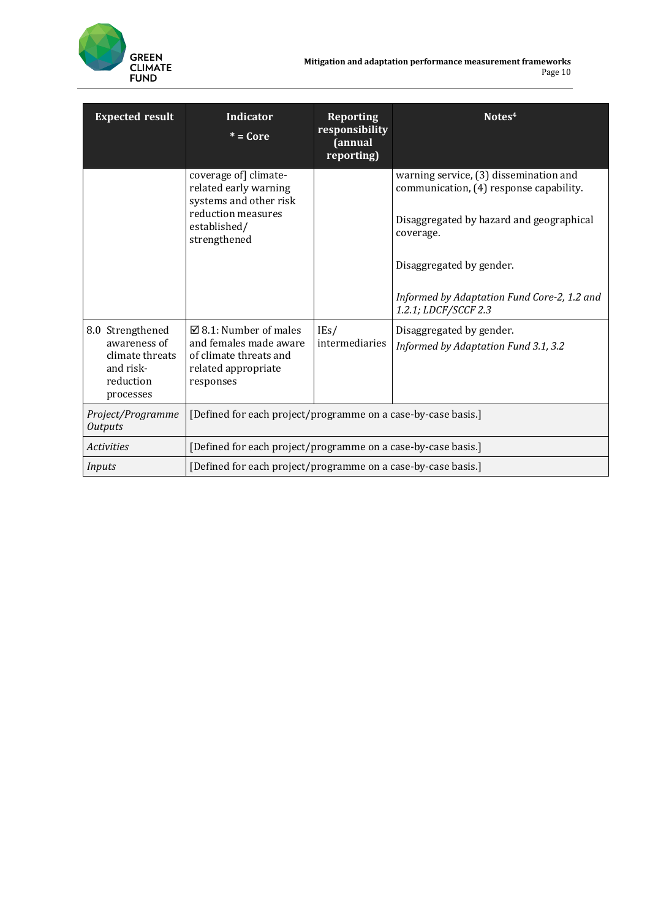| Expected result | Indicator<br>* = Core | Reporting responsibility (annual reporting) | Notes[4] |
|---|---|---|---|
| | coverage of] climate-related early warning systems and other risk reduction measures established/ strengthened | | warning service, (3) dissemination and communication, (4) response capability.<br><br>Disaggregated by hazard and geographical coverage.<br><br>Disaggregated by gender.<br><br>*Informed by Adaptation Fund Core-2, 1.2 and 1.2.1; LDCF/SCCF 2.3* |
| 8.0 Strengthened awareness of climate threats and risk-reduction processes | ☑ 8.1: Number of males and females made aware of climate threats and related appropriate responses | IEs/ intermediaries | Disaggregated by gender.<br>*Informed by Adaptation Fund 3.1, 3.2* |
| *Project/Programme Outputs* | [Defined for each project/programme on a case-by-case basis.] | | |
| *Activities* | [Defined for each project/programme on a case-by-case basis.] | | |
| *Inputs* | [Defined for each project/programme on a case-by-case basis.] | | |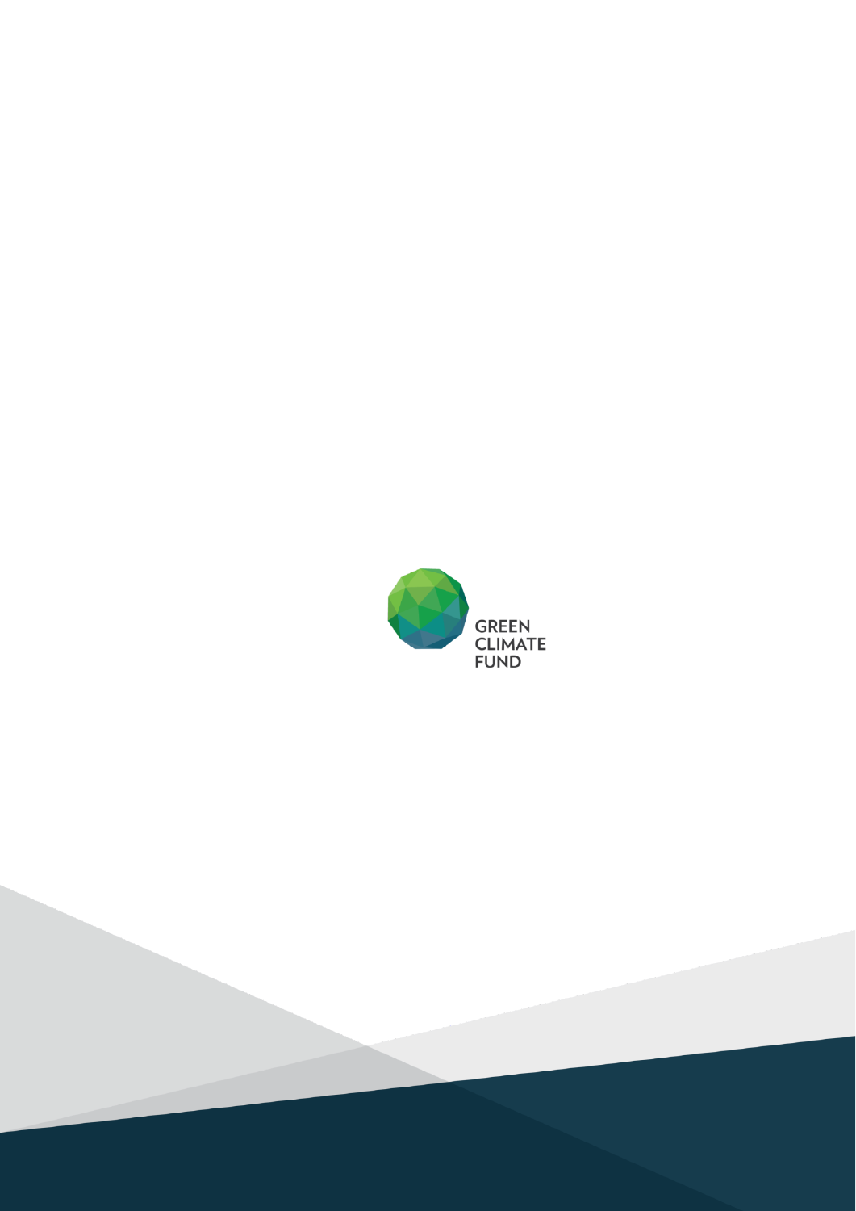GREEN
CLIMATE
FUND